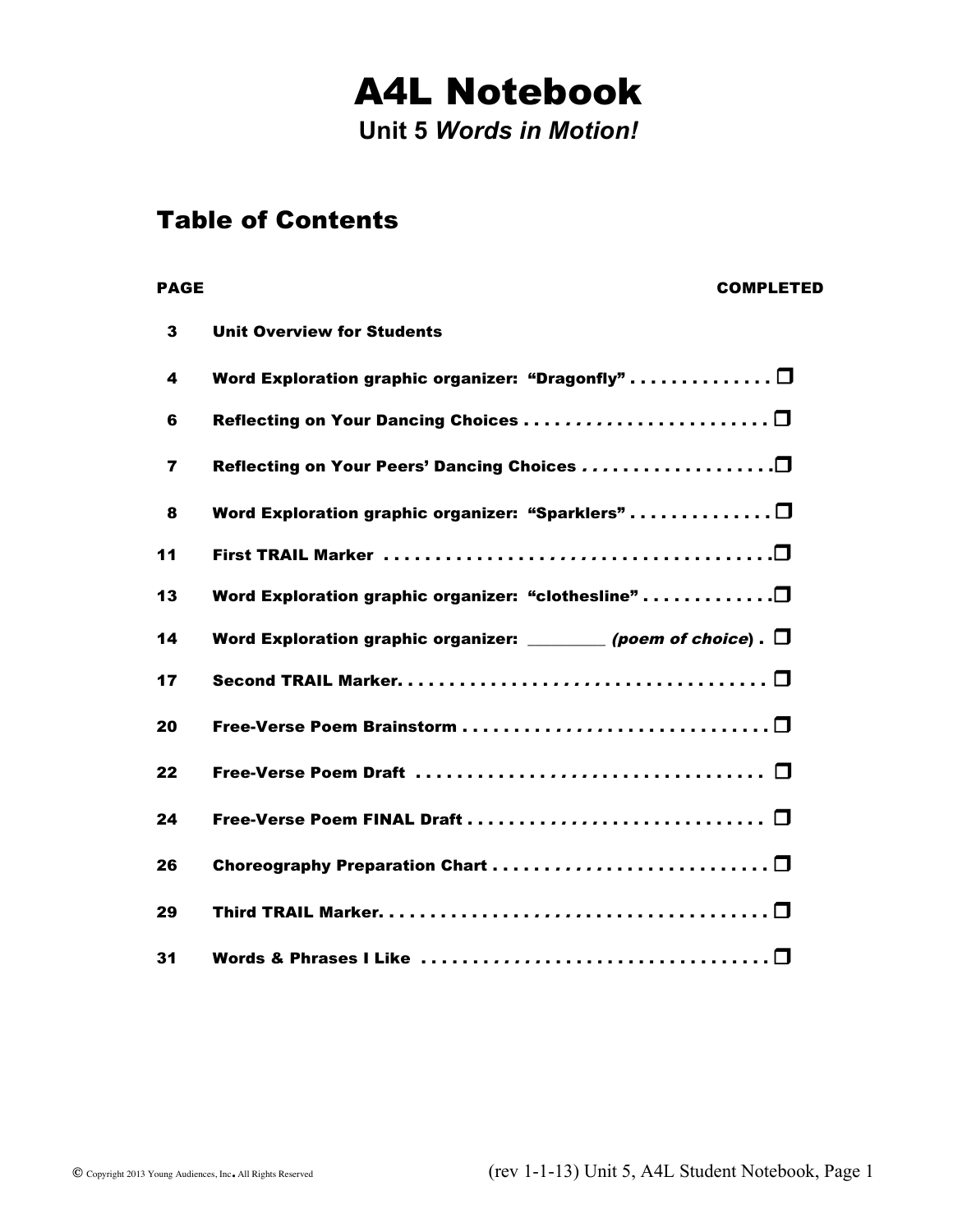# A4L Notebook

## Unit 5 *Words in Motion!*

## Table of Contents

| PAGE | | COMPLETED |
|---|---|---|
| 3 | Unit Overview for Students | |
| 4 | Word Exploration graphic organizer: "Dragonfly" | ❐ |
| 6 | Reflecting on Your Dancing Choices | ❐ |
| 7 | Reflecting on Your Peers' Dancing Choices | ❐ |
| 8 | Word Exploration graphic organizer: "Sparklers" | ❐ |
| 11 | First TRAIL Marker | ❐ |
| 13 | Word Exploration graphic organizer: "clothesline" | ❐ |
| 14 | Word Exploration graphic organizer: _________ *(poem of choice)* | ❐ |
| 17 | Second TRAIL Marker | ❐ |
| 20 | Free-Verse Poem Brainstorm | ❐ |
| 22 | Free-Verse Poem Draft | ❐ |
| 24 | Free-Verse Poem FINAL Draft | ❐ |
| 26 | Choreography Preparation Chart | ❐ |
| 29 | Third TRAIL Marker | ❐ |
| 31 | Words & Phrases I Like | ❐ |

© Copyright 2013 Young Audiences, Inc. All Rights Reserved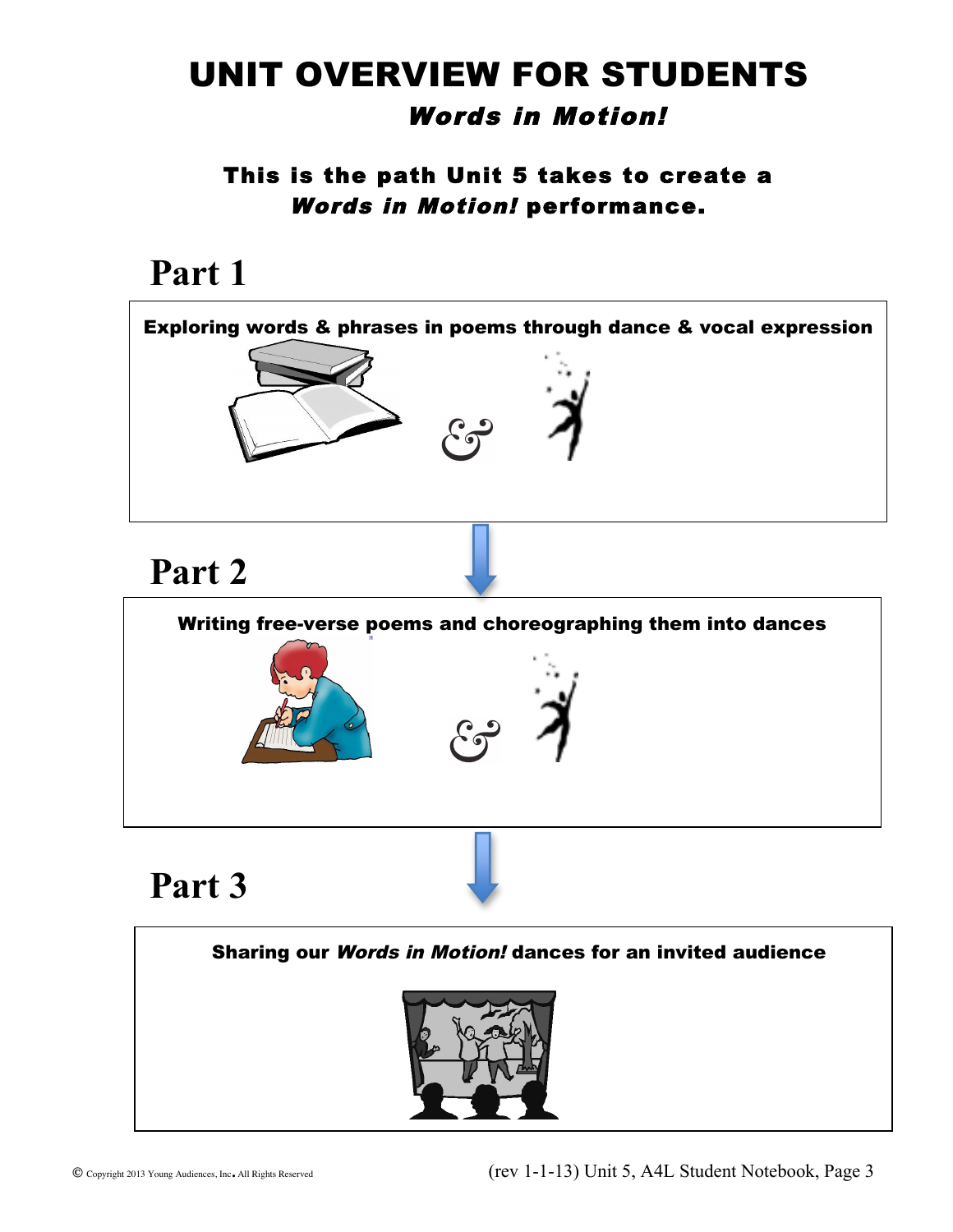# UNIT OVERVIEW FOR STUDENTS

## *Words in Motion!*

**This is the path Unit 5 takes to create a *Words in Motion!* performance.**

## Part 1

**Exploring words & phrases in poems through dance & vocal expression**

## Part 2

**Writing free-verse poems and choreographing them into dances**

## Part 3

**Sharing our *Words in Motion!* dances for an invited audience**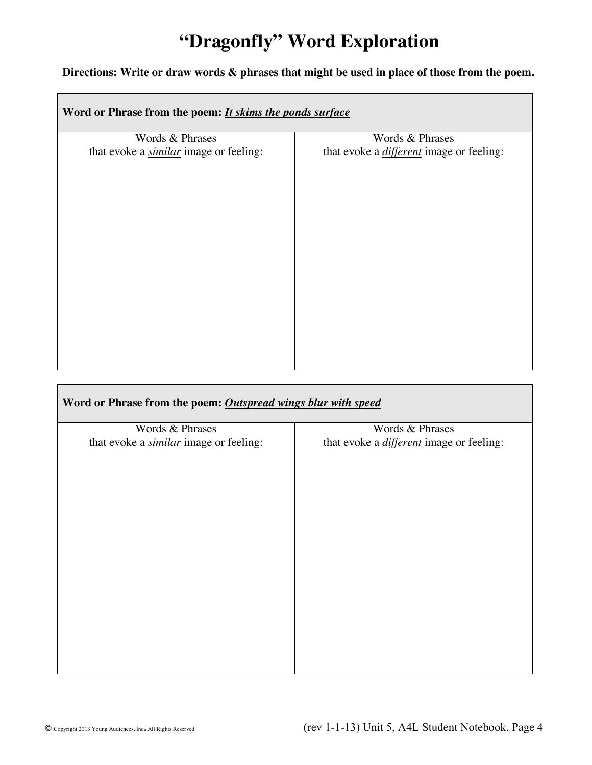# "Dragonfly" Word Exploration

**Directions: Write or draw words & phrases that might be used in place of those from the poem.**

| **Word or Phrase from the poem: *<u>It skims the ponds surface</u>*** | |
|---|---|
| Words & Phrases that evoke a *<u>similar</u>* image or feeling: | Words & Phrases that evoke a *<u>different</u>* image or feeling: |
| | |

| **Word or Phrase from the poem: *<u>Outspread wings blur with speed</u>*** | |
|---|---|
| Words & Phrases that evoke a *<u>similar</u>* image or feeling: | Words & Phrases that evoke a *<u>different</u>* image or feeling: |
| | |

© Copyright 2013 Young Audiences, Inc. All Rights Reserved

(rev 1-1-13) Unit 5, A4L Student Notebook, Page 4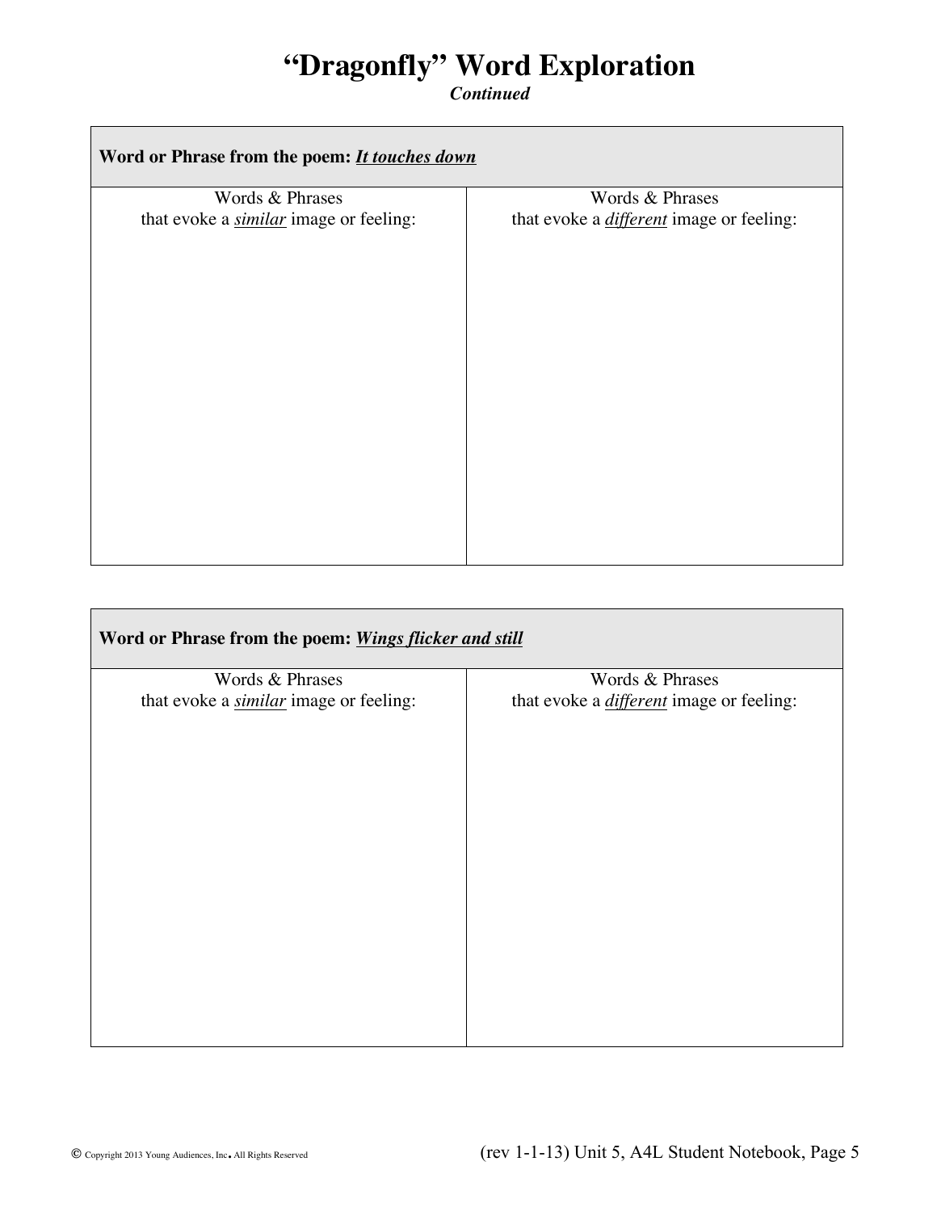# "Dragonfly" Word Exploration

***Continued***

| **Word or Phrase from the poem: *It touches down*** | |
|---|---|
| Words & Phrases that evoke a *similar* image or feeling: | Words & Phrases that evoke a *different* image or feeling: |
| | |

| **Word or Phrase from the poem: *Wings flicker and still*** | |
|---|---|
| Words & Phrases that evoke a *similar* image or feeling: | Words & Phrases that evoke a *different* image or feeling: |
| | |

© Copyright 2013 Young Audiences, Inc. All Rights Reserved

(rev 1-1-13) Unit 5, A4L Student Notebook, Page 5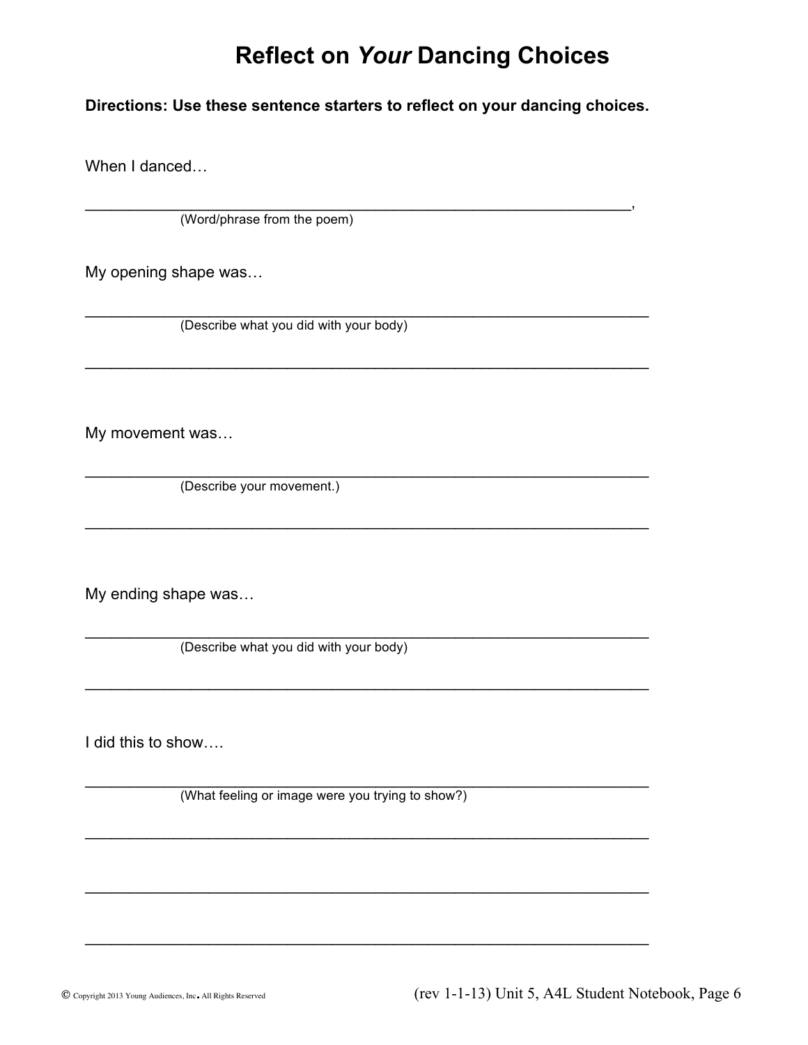# Reflect on *Your* Dancing Choices

**Directions: Use these sentence starters to reflect on your dancing choices.**

When I danced…

______________________________________________________________,
(Word/phrase from the poem)

My opening shape was…

_______________________________________________________________
(Describe what you did with your body)

_______________________________________________________________

My movement was…

_______________________________________________________________
(Describe your movement.)

_______________________________________________________________

My ending shape was…

_______________________________________________________________
(Describe what you did with your body)

_______________________________________________________________

I did this to show….

_______________________________________________________________
(What feeling or image were you trying to show?)

_______________________________________________________________

_______________________________________________________________

_______________________________________________________________

© Copyright 2013 Young Audiences, Inc. All Rights Reserved

(rev 1-1-13) Unit 5, A4L Student Notebook, Page 6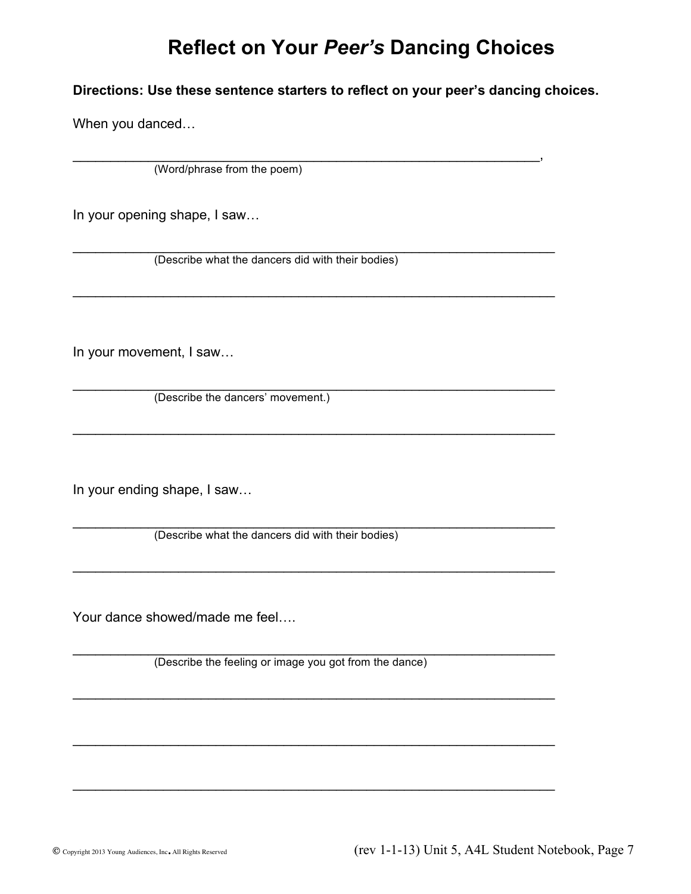# Reflect on Your *Peer's* Dancing Choices

**Directions: Use these sentence starters to reflect on your peer's dancing choices.**

When you danced…

______________________________________________________________,
(Word/phrase from the poem)

In your opening shape, I saw…

________________________________________________________________
(Describe what the dancers did with their bodies)

________________________________________________________________

In your movement, I saw…

________________________________________________________________
(Describe the dancers' movement.)

________________________________________________________________

In your ending shape, I saw…

________________________________________________________________
(Describe what the dancers did with their bodies)

________________________________________________________________

Your dance showed/made me feel….

________________________________________________________________
(Describe the feeling or image you got from the dance)

________________________________________________________________

________________________________________________________________

________________________________________________________________

© Copyright 2013 Young Audiences, Inc. All Rights Reserved (rev 1-1-13) Unit 5, A4L Student Notebook, Page 7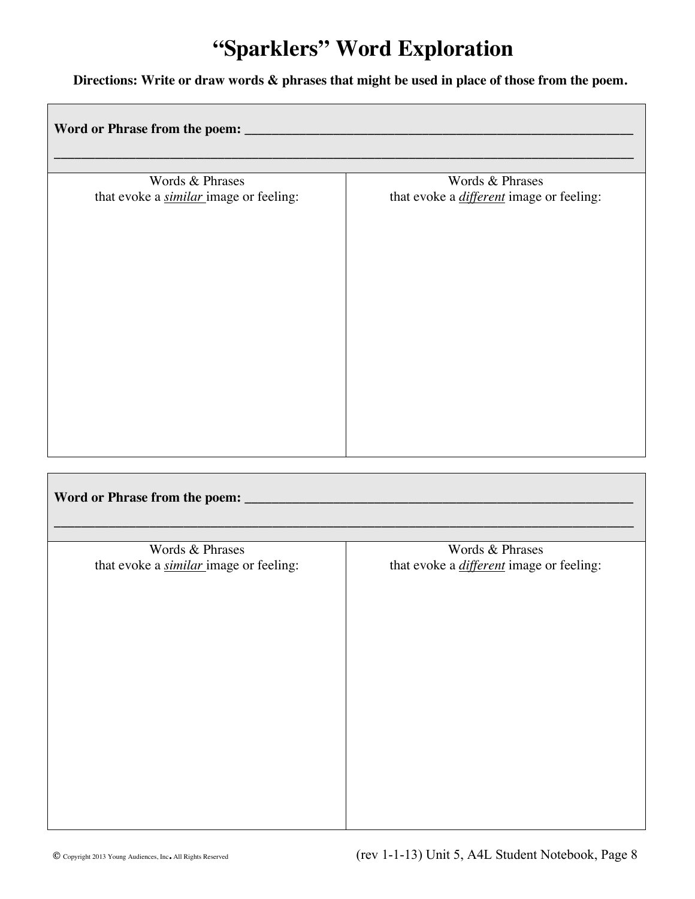# "Sparklers" Word Exploration

**Directions: Write or draw words & phrases that might be used in place of those from the poem.**

| **Word or Phrase from the poem: ______________________________________________________________** | |
|---|---|
| Words & Phrases that evoke a ***similar*** image or feeling: | Words & Phrases that evoke a ***different*** image or feeling: |
| | |

| **Word or Phrase from the poem: ______________________________________________________________** | |
|---|---|
| Words & Phrases that evoke a ***similar*** image or feeling: | Words & Phrases that evoke a ***different*** image or feeling: |
| | |

© Copyright 2013 Young Audiences, Inc. All Rights Reserved

(rev 1-1-13) Unit 5, A4L Student Notebook, Page 8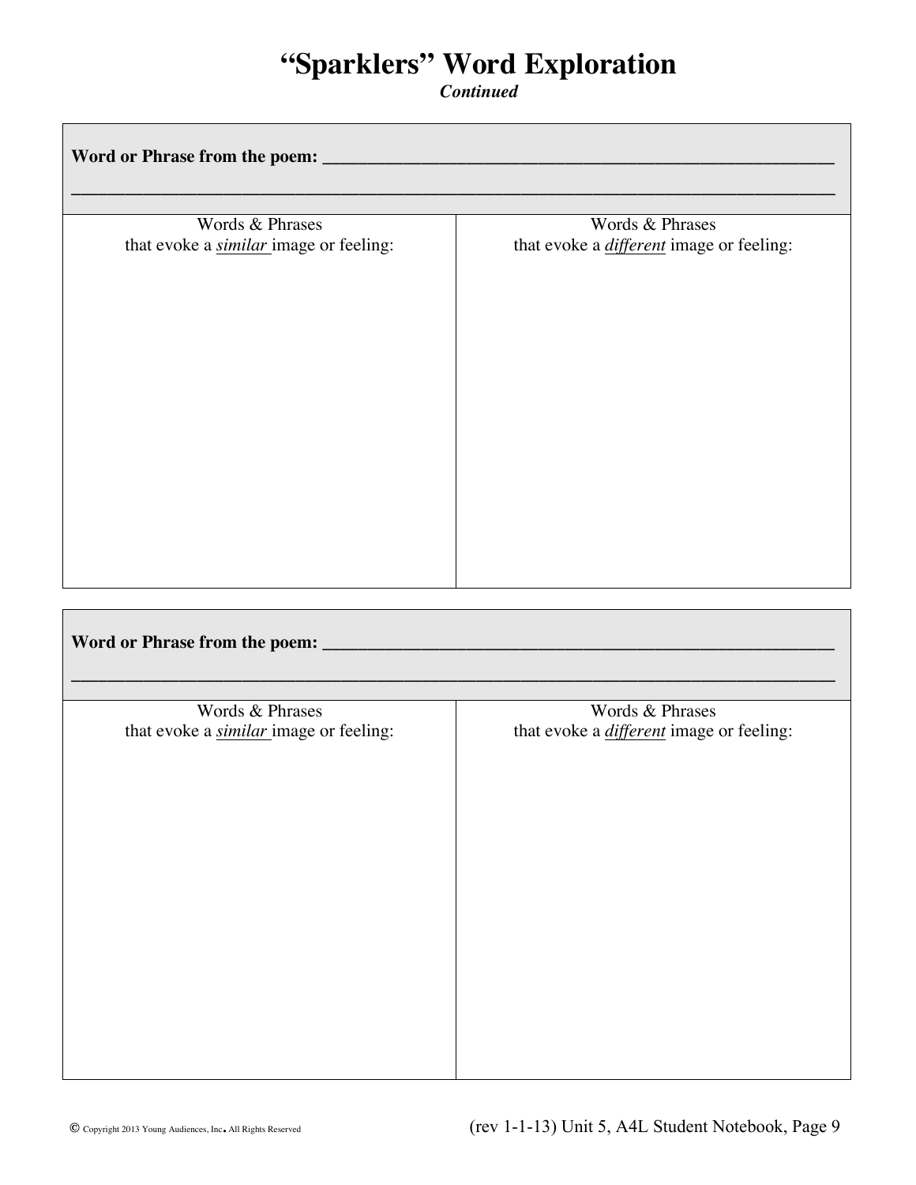# "Sparklers" Word Exploration

***Continued***

**Word or Phrase from the poem: \_\_\_\_\_\_\_\_\_\_\_\_\_\_\_\_\_\_\_\_\_\_\_\_\_\_\_\_\_\_\_\_\_\_\_\_\_\_\_\_\_\_\_\_\_\_\_\_\_\_\_\_\_\_\_\_\_\_\_\_\_\_\_\_\_\_\_\_\_\_\_\_\_\_\_\_\_\_\_\_\_\_\_\_\_\_\_\_\_\_\_\_\_\_\_\_\_\_\_\_\_\_\_\_\_\_\_\_\_\_\_\_\_\_\_\_\_\_\_\_\_\_\_\_\_\_\_\_\_\_\_\_\_\_\_\_\_\_\_\_\_\_\_\_\_\_**

| Words & Phrases that evoke a *similar* image or feeling: | Words & Phrases that evoke a *different* image or feeling: |
| --- | --- |
| | |

**Word or Phrase from the poem: \_\_\_\_\_\_\_\_\_\_\_\_\_\_\_\_\_\_\_\_\_\_\_\_\_\_\_\_\_\_\_\_\_\_\_\_\_\_\_\_\_\_\_\_\_\_\_\_\_\_\_\_\_\_\_\_\_\_\_\_\_\_\_\_\_\_\_\_\_\_\_\_\_\_\_\_\_\_\_\_\_\_\_\_\_\_\_\_\_\_\_\_\_\_\_\_\_\_\_\_\_\_\_\_\_\_\_\_\_\_\_\_\_\_\_\_\_\_\_\_\_\_\_\_\_\_\_\_\_\_\_\_\_\_\_\_\_\_\_\_\_\_\_\_\_\_**

| Words & Phrases that evoke a *similar* image or feeling: | Words & Phrases that evoke a *different* image or feeling: |
| --- | --- |
| | |

© Copyright 2013 Young Audiences, Inc. All Rights Reserved

(rev 1-1-13) Unit 5, A4L Student Notebook, Page 9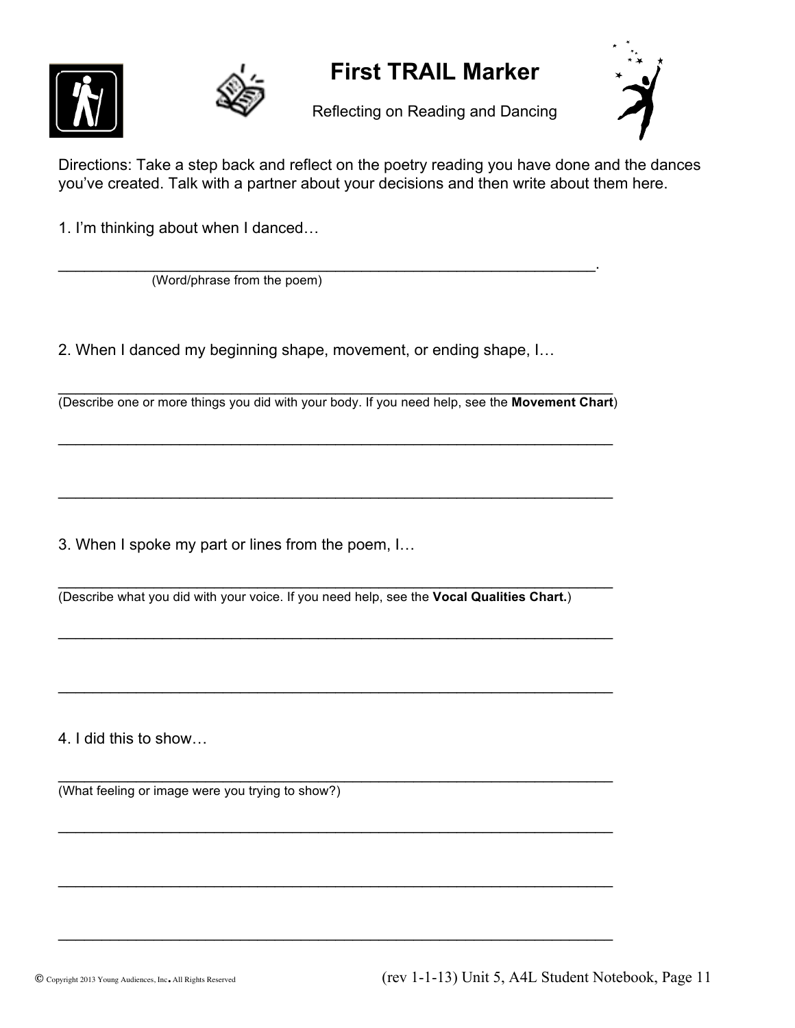# First TRAIL Marker

Reflecting on Reading and Dancing

Directions: Take a step back and reflect on the poetry reading you have done and the dances you've created. Talk with a partner about your decisions and then write about them here.

1. I'm thinking about when I danced…

_______________________________________________________________.
(Word/phrase from the poem)

2. When I danced my beginning shape, movement, or ending shape, I…

_______________________________________________________________
(Describe one or more things you did with your body. If you need help, see the **Movement Chart**)

_______________________________________________________________

_______________________________________________________________

3. When I spoke my part or lines from the poem, I…

_______________________________________________________________
(Describe what you did with your voice. If you need help, see the **Vocal Qualities Chart.**)

_______________________________________________________________

_______________________________________________________________

4. I did this to show…

_______________________________________________________________
(What feeling or image were you trying to show?)

_______________________________________________________________

_______________________________________________________________

_______________________________________________________________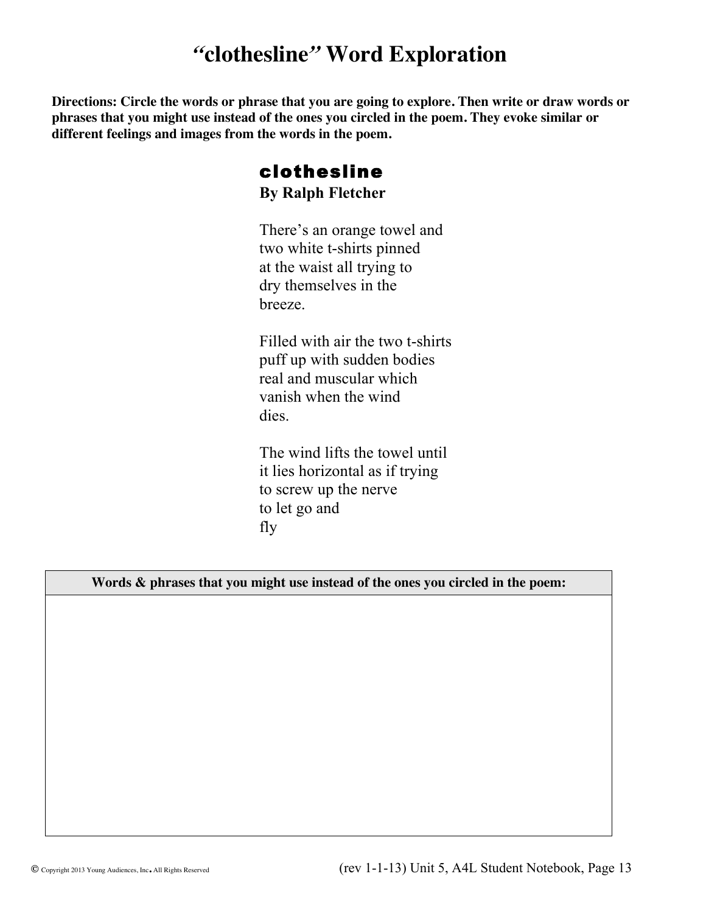# "clothesline" Word Exploration

**Directions: Circle the words or phrase that you are going to explore. Then write or draw words or phrases that you might use instead of the ones you circled in the poem. They evoke similar or different feelings and images from the words in the poem.**

## clothesline

**By Ralph Fletcher**

There's an orange towel and
two white t-shirts pinned
at the waist all trying to
dry themselves in the
breeze.

Filled with air the two t-shirts
puff up with sudden bodies
real and muscular which
vanish when the wind
dies.

The wind lifts the towel until
it lies horizontal as if trying
to screw up the nerve
to let go and
fly

| Words & phrases that you might use instead of the ones you circled in the poem: |
| --- |
| |

© Copyright 2013 Young Audiences, Inc. All Rights Reserved

(rev 1-1-13) Unit 5, A4L Student Notebook, Page 13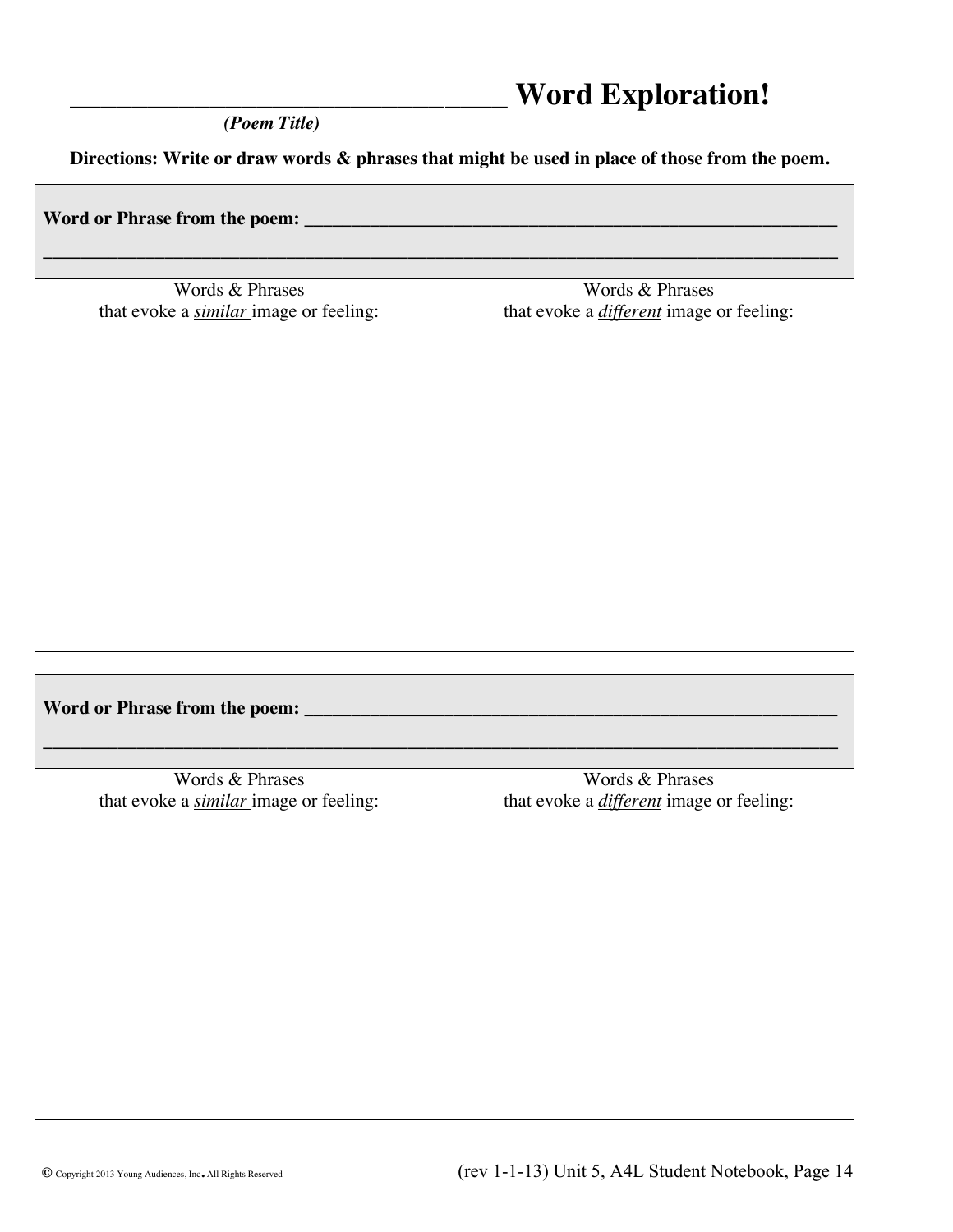# ________________________________ Word Exploration!

***(Poem Title)***

**Directions: Write or draw words & phrases that might be used in place of those from the poem.**

| **Word or Phrase from the poem:** ______________________________________________________ ______________________________________________________________________________ | |
|---|---|
| Words & Phrases that evoke a ***similar*** image or feeling: | Words & Phrases that evoke a ***different*** image or feeling: |
| | |

| **Word or Phrase from the poem:** ______________________________________________________ ______________________________________________________________________________ | |
|---|---|
| Words & Phrases that evoke a ***similar*** image or feeling: | Words & Phrases that evoke a ***different*** image or feeling: |
| | |

© Copyright 2013 Young Audiences, Inc. All Rights Reserved

(rev 1-1-13) Unit 5, A4L Student Notebook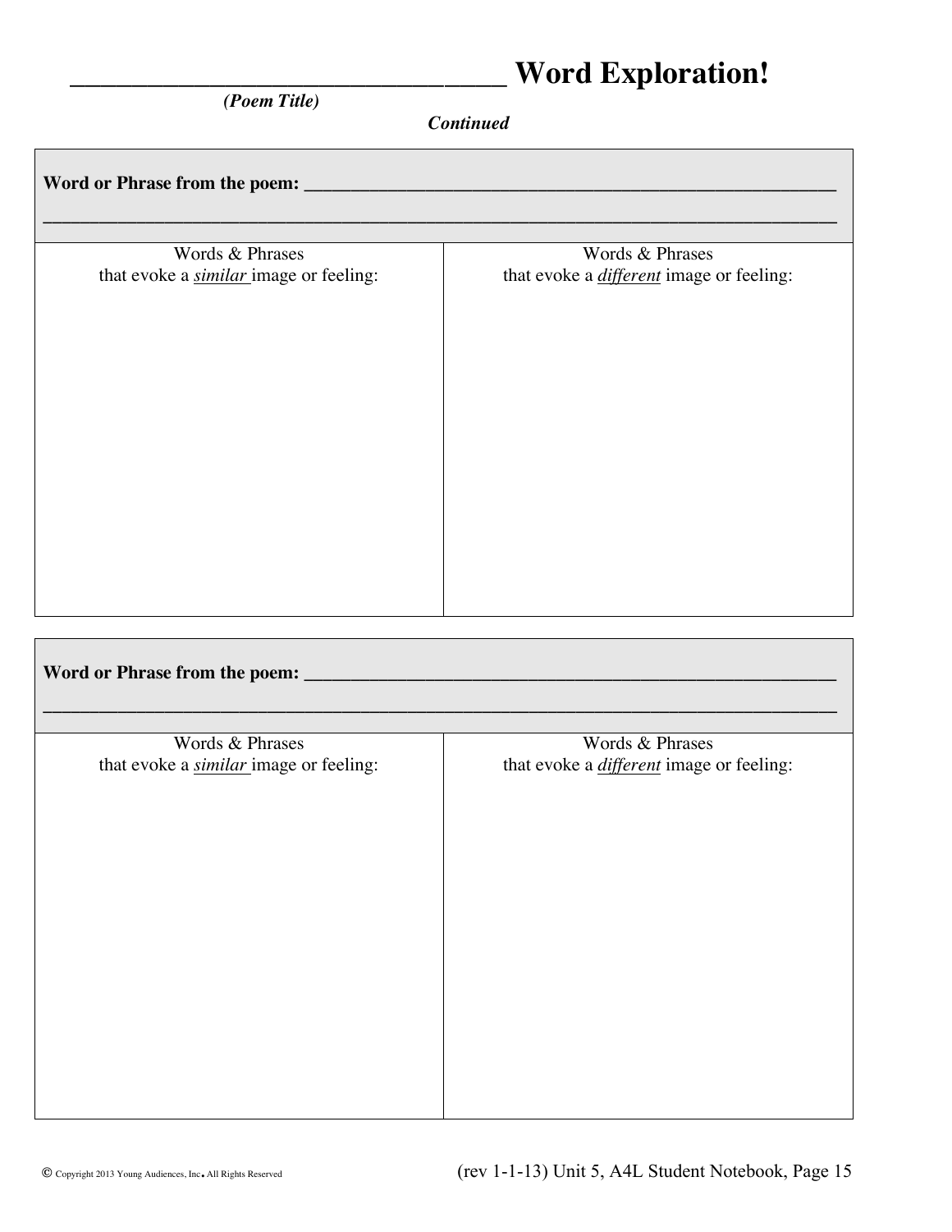# _________________________________ Word Exploration!

*(Poem Title)*

***Continued***

| **Word or Phrase from the poem:** ____________________________________________________________ | |
|---|---|
| Words & Phrases that evoke a *similar* image or feeling: | Words & Phrases that evoke a *different* image or feeling: |
| | |

| **Word or Phrase from the poem:** ____________________________________________________________ | |
|---|---|
| Words & Phrases that evoke a *similar* image or feeling: | Words & Phrases that evoke a *different* image or feeling: |
| | |

© Copyright 2013 Young Audiences, Inc. All Rights Reserved

(rev 1-1-13) Unit 5, A4L Student Notebook, Page 15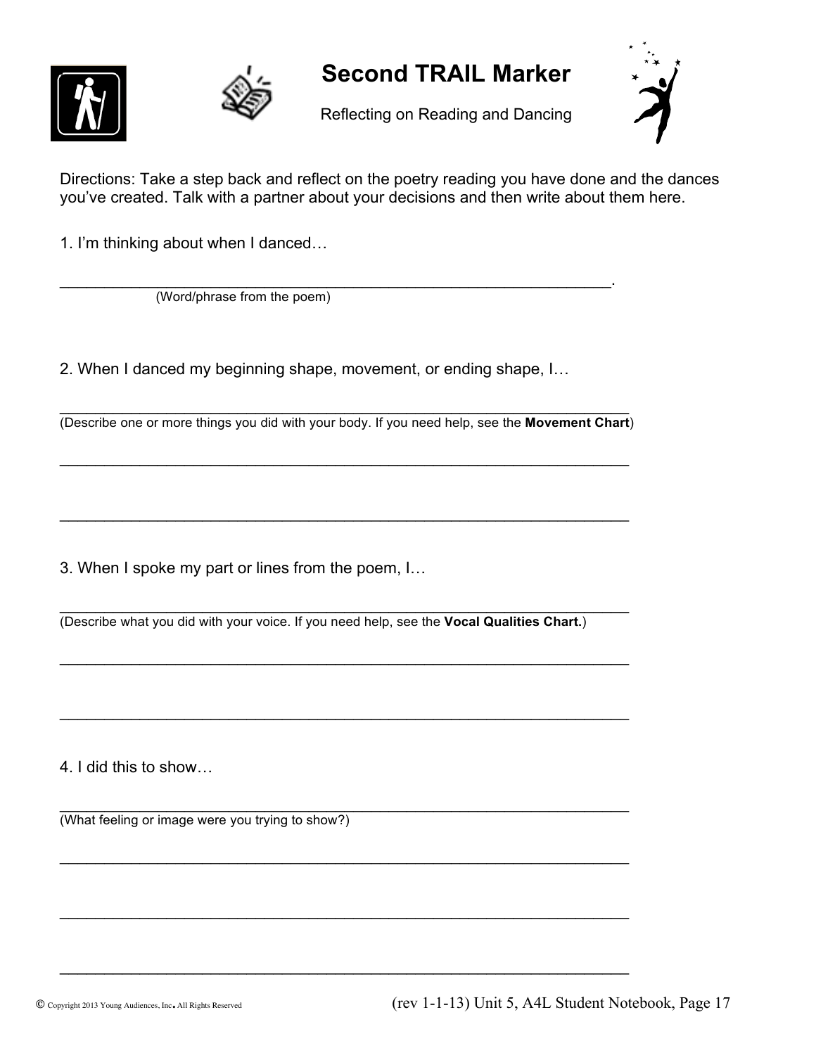# Second TRAIL Marker

Reflecting on Reading and Dancing

Directions: Take a step back and reflect on the poetry reading you have done and the dances you've created. Talk with a partner about your decisions and then write about them here.

1. I'm thinking about when I danced…

_________________________________________________________________.
(Word/phrase from the poem)

2. When I danced my beginning shape, movement, or ending shape, I…

__________________________________________________________________
(Describe one or more things you did with your body. If you need help, see the **Movement Chart**)

__________________________________________________________________

__________________________________________________________________

3. When I spoke my part or lines from the poem, I…

__________________________________________________________________
(Describe what you did with your voice. If you need help, see the **Vocal Qualities Chart.**)

__________________________________________________________________

__________________________________________________________________

4. I did this to show…

__________________________________________________________________
(What feeling or image were you trying to show?)

__________________________________________________________________

__________________________________________________________________

__________________________________________________________________

© Copyright 2013 Young Audiences, Inc. All Rights Reserved (rev 1-1-13) Unit 5, A4L Student Notebook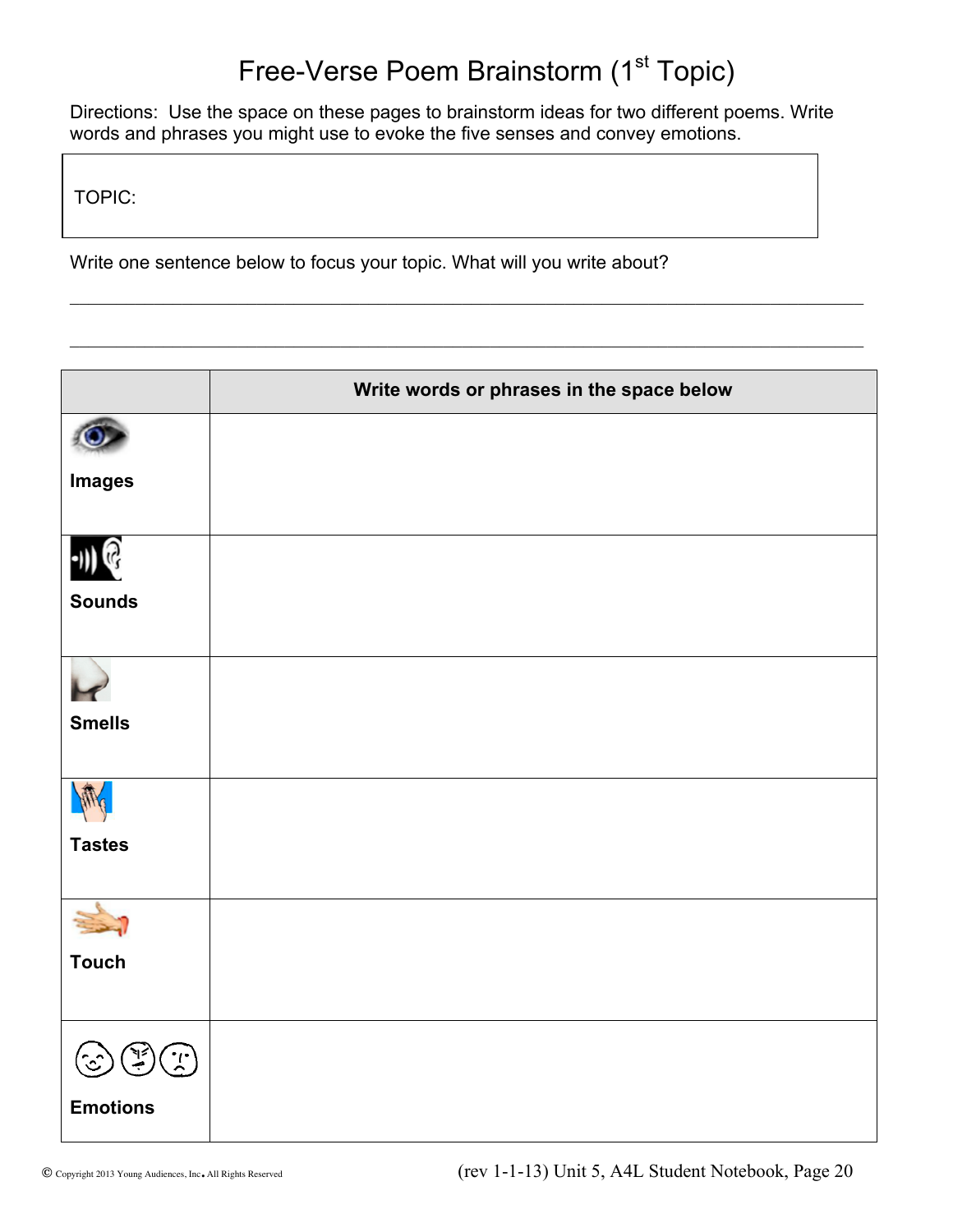# Free-Verse Poem Brainstorm (1st Topic)

Directions: Use the space on these pages to brainstorm ideas for two different poems. Write words and phrases you might use to evoke the five senses and convey emotions.

| TOPIC: |
|---|

Write one sentence below to focus your topic. What will you write about?

\_\_\_\_\_\_\_\_\_\_\_\_\_\_\_\_\_\_\_\_\_\_\_\_\_\_\_\_\_\_\_\_\_\_\_\_\_\_\_\_\_\_\_\_\_\_\_\_\_\_\_\_\_\_\_\_\_\_\_\_\_\_\_\_\_\_\_\_\_\_\_\_\_\_\_\_

\_\_\_\_\_\_\_\_\_\_\_\_\_\_\_\_\_\_\_\_\_\_\_\_\_\_\_\_\_\_\_\_\_\_\_\_\_\_\_\_\_\_\_\_\_\_\_\_\_\_\_\_\_\_\_\_\_\_\_\_\_\_\_\_\_\_\_\_\_\_\_\_\_\_\_\_

| | Write words or phrases in the space below |
|---|---|
| **Images** | |
| **Sounds** | |
| **Smells** | |
| **Tastes** | |
| **Touch** | |
| **Emotions** | |

© Copyright 2013 Young Audiences, Inc. All Rights Reserved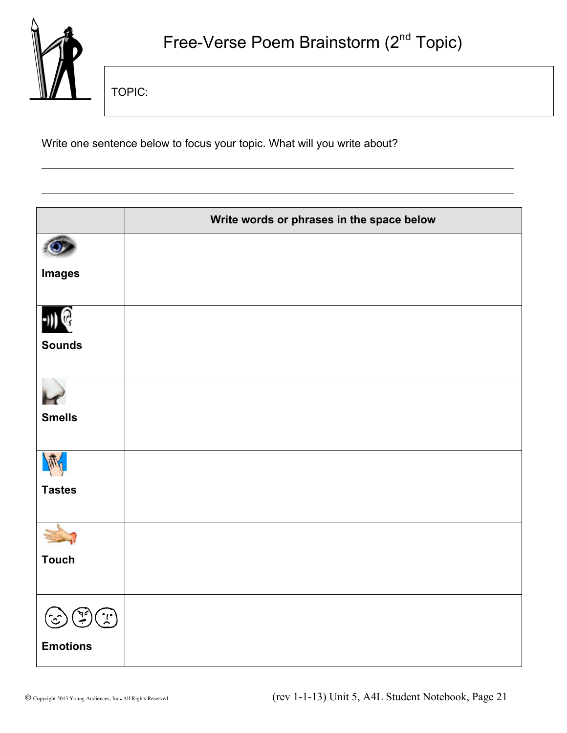# Free-Verse Poem Brainstorm (2nd Topic)

TOPIC:

Write one sentence below to focus your topic. What will you write about?

\_\_\_\_\_\_\_\_\_\_\_\_\_\_\_\_\_\_\_\_\_\_\_\_\_\_\_\_\_\_\_\_\_\_\_\_\_\_\_\_\_\_\_\_\_\_\_\_\_\_\_\_\_\_\_\_\_\_\_\_\_\_\_\_\_\_\_\_\_\_\_\_\_\_\_\_\_\_

\_\_\_\_\_\_\_\_\_\_\_\_\_\_\_\_\_\_\_\_\_\_\_\_\_\_\_\_\_\_\_\_\_\_\_\_\_\_\_\_\_\_\_\_\_\_\_\_\_\_\_\_\_\_\_\_\_\_\_\_\_\_\_\_\_\_\_\_\_\_\_\_\_\_\_\_\_\_

| | **Write words or phrases in the space below** |
|---|---|
| **Images** | |
| **Sounds** | |
| **Smells** | |
| **Tastes** | |
| **Touch** | |
| **Emotions** | |

© Copyright 2013 Young Audiences, Inc. All Rights Reserved

(rev 1-1-13) Unit 5, A4L Student Notebook, Page 21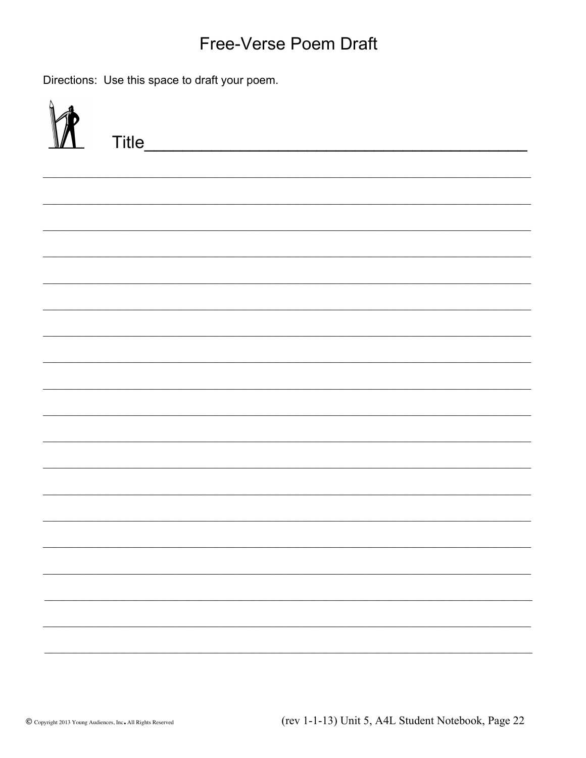# Free-Verse Poem Draft

Directions: Use this space to draft your poem.

Title_________________________________________

_____________________________________________________________________________

_____________________________________________________________________________

_____________________________________________________________________________

_____________________________________________________________________________

_____________________________________________________________________________

_____________________________________________________________________________

_____________________________________________________________________________

_____________________________________________________________________________

_____________________________________________________________________________

_____________________________________________________________________________

_____________________________________________________________________________

_____________________________________________________________________________

_____________________________________________________________________________

_____________________________________________________________________________

_____________________________________________________________________________

_____________________________________________________________________________

_____________________________________________________________________________

_____________________________________________________________________________

_____________________________________________________________________________

© Copyright 2013 Young Audiences, Inc. All Rights Reserved

(rev 1-1-13) Unit 5, A4L Student Notebook, Page 22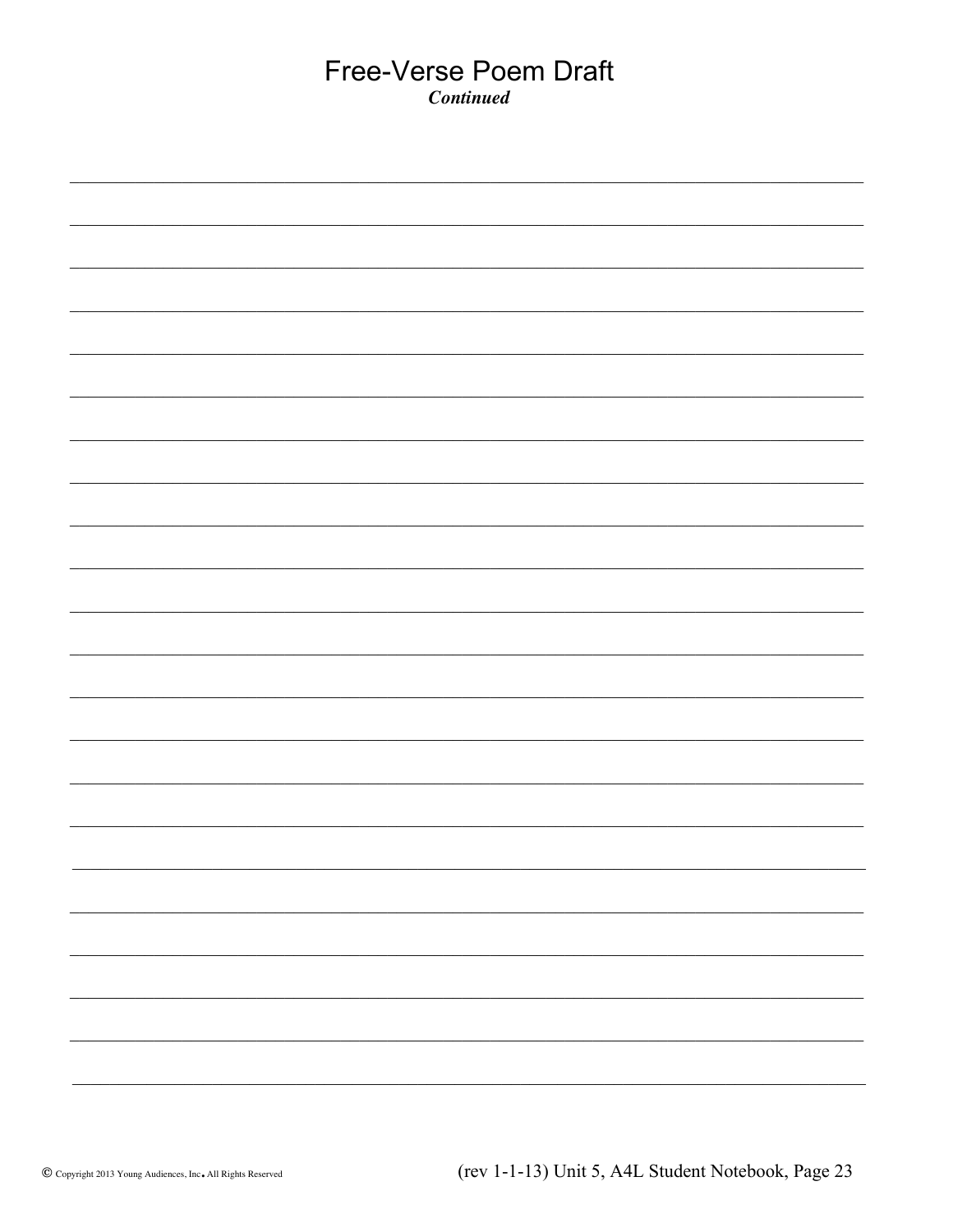# Free-Verse Poem Draft

***Continued***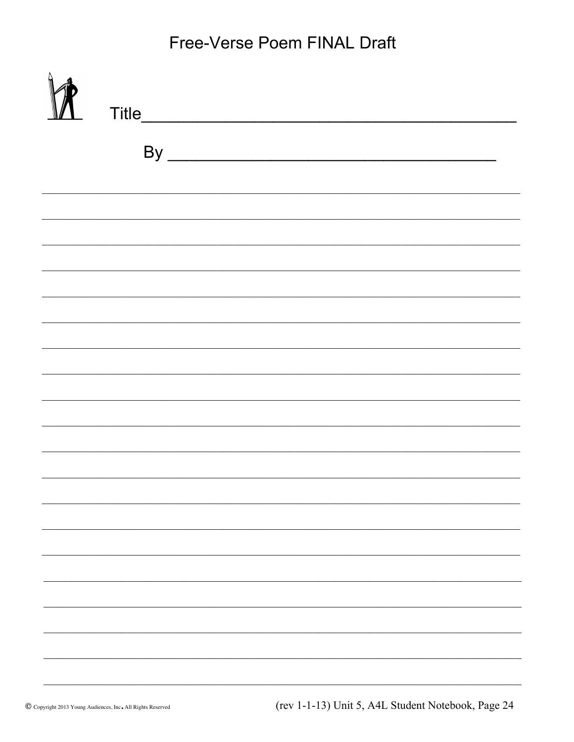# Free-Verse Poem FINAL Draft

Title_______________________________________

By ___________________________________

___________________________________________________________________________

___________________________________________________________________________

___________________________________________________________________________

___________________________________________________________________________

___________________________________________________________________________

___________________________________________________________________________

___________________________________________________________________________

___________________________________________________________________________

___________________________________________________________________________

___________________________________________________________________________

___________________________________________________________________________

___________________________________________________________________________

___________________________________________________________________________

___________________________________________________________________________

___________________________________________________________________________

___________________________________________________________________________

___________________________________________________________________________

___________________________________________________________________________

___________________________________________________________________________

© Copyright 2013 Young Audiences, Inc. All Rights Reserved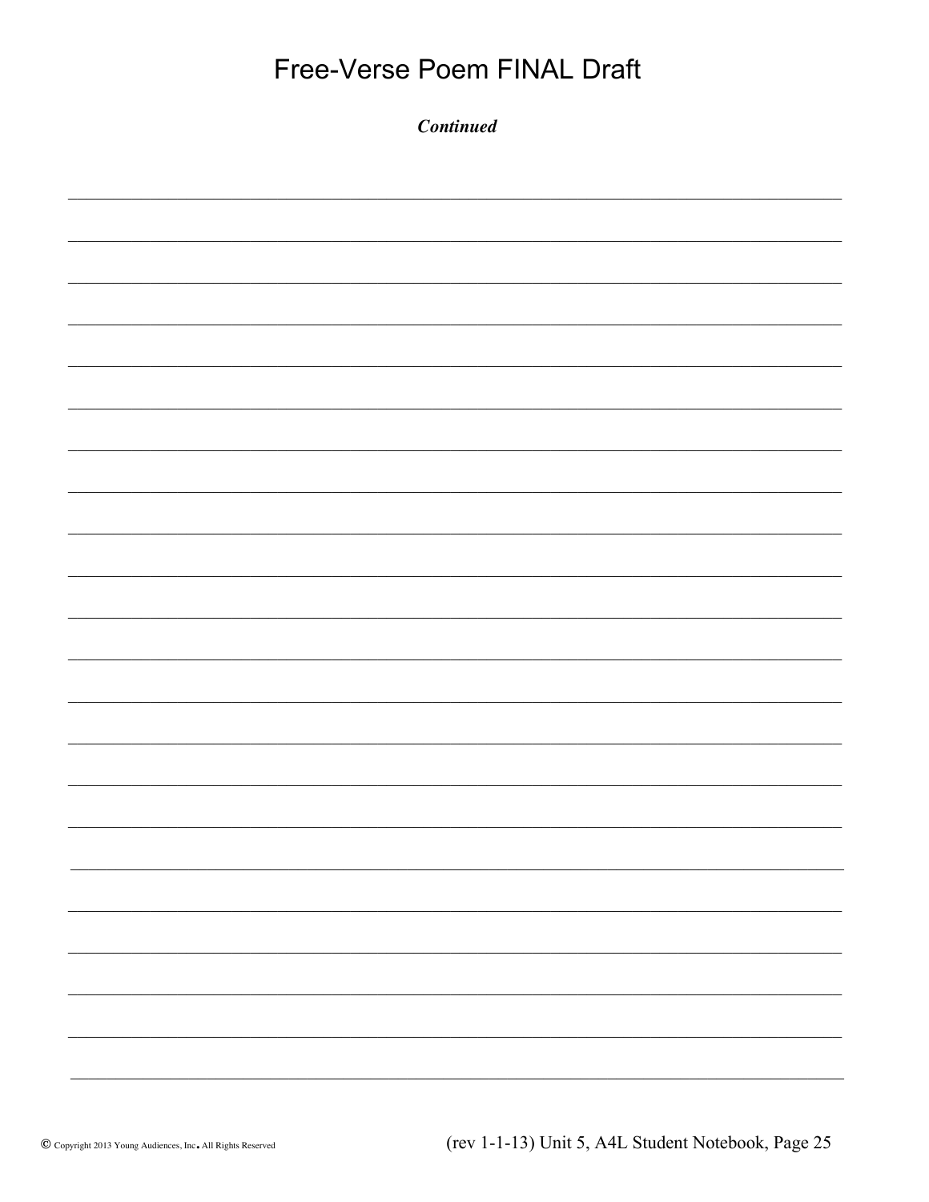# Free-Verse Poem FINAL Draft

***Continued***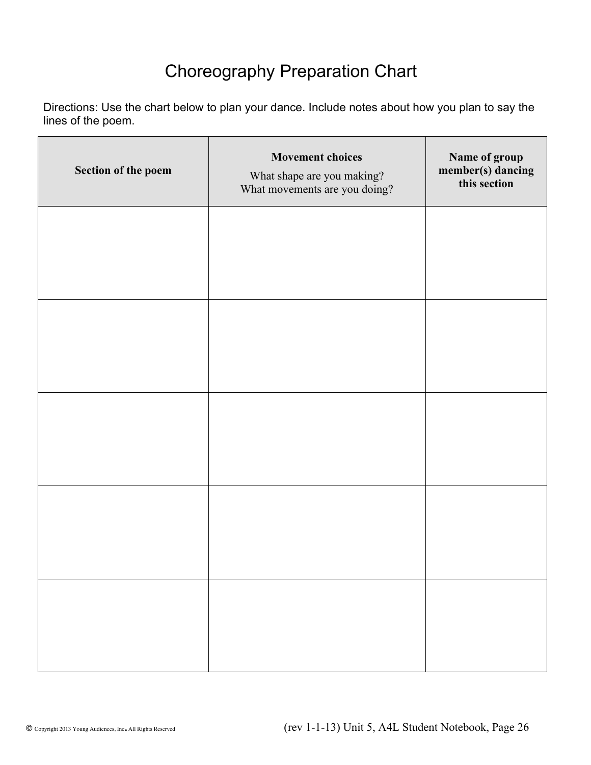# Choreography Preparation Chart

Directions: Use the chart below to plan your dance. Include notes about how you plan to say the lines of the poem.

| Section of the poem | Movement choices<br>What shape are you making?<br>What movements are you doing? | Name of group member(s) dancing this section |
|---|---|---|
| | | |
| | | |
| | | |
| | | |
| | | |

© Copyright 2013 Young Audiences, Inc. All Rights Reserved (rev 1-1-13) Unit 5, A4L Student Notebook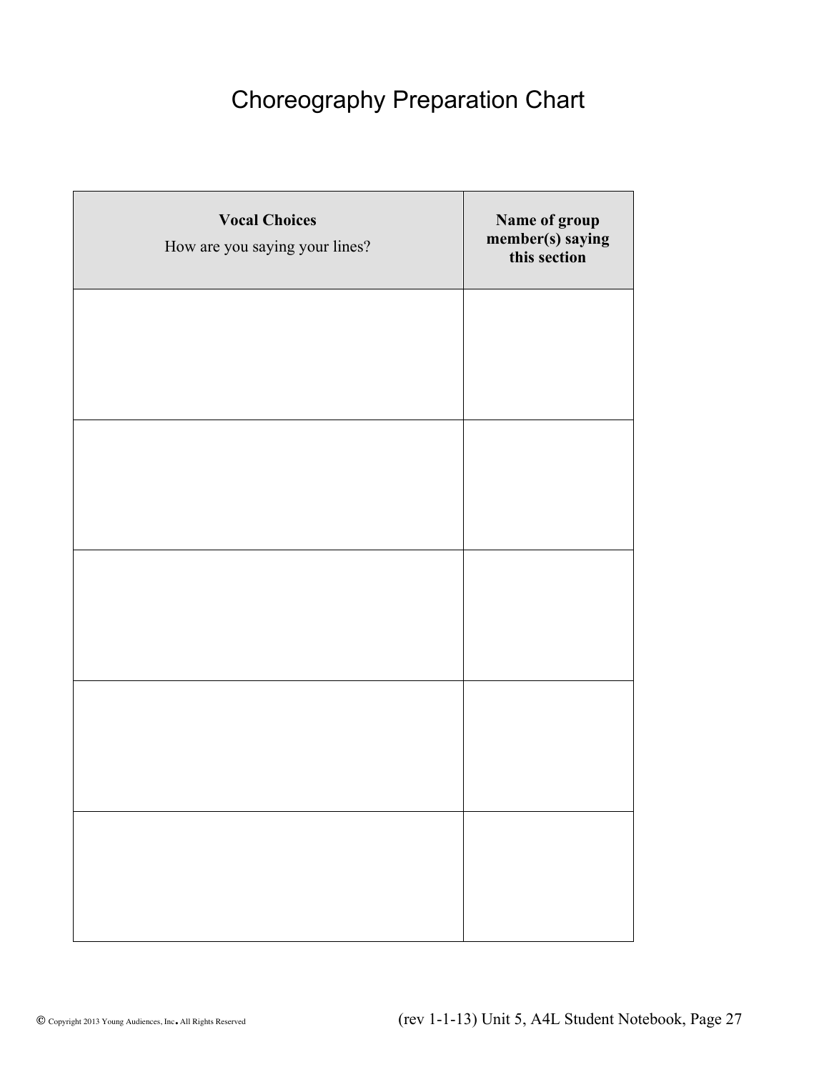# Choreography Preparation Chart

| **Vocal Choices**<br>How are you saying your lines? | **Name of group member(s) saying this section** |
| --- | --- |
| | |
| | |
| | |
| | |
| | |

© Copyright 2013 Young Audiences, Inc. All Rights Reserved (rev 1-1-13) Unit 5, A4L Student Notebook, Page 27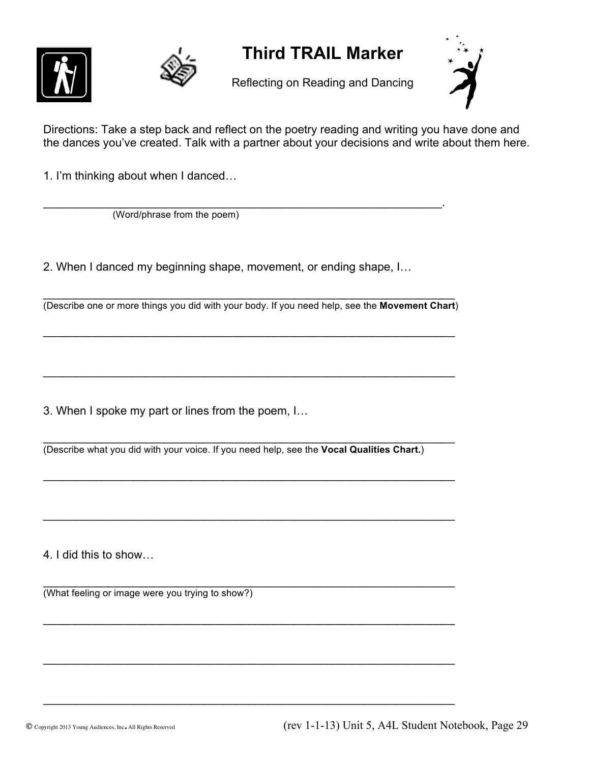# Third TRAIL Marker

Reflecting on Reading and Dancing

Directions: Take a step back and reflect on the poetry reading and writing you have done and the dances you've created. Talk with a partner about your decisions and write about them here.

1. I'm thinking about when I danced…

_________________________________________________________________.
(Word/phrase from the poem)

2. When I danced my beginning shape, movement, or ending shape, I…

__________________________________________________________________
(Describe one or more things you did with your body. If you need help, see the **Movement Chart**)

__________________________________________________________________

__________________________________________________________________

3. When I spoke my part or lines from the poem, I…

__________________________________________________________________
(Describe what you did with your voice. If you need help, see the **Vocal Qualities Chart.**)

__________________________________________________________________

__________________________________________________________________

4. I did this to show…

__________________________________________________________________
(What feeling or image were you trying to show?)

__________________________________________________________________

__________________________________________________________________

__________________________________________________________________

© Copyright 2013 Young Audiences, Inc. All Rights Reserved

(rev 1-1-13) Unit 5, A4L Student Notebook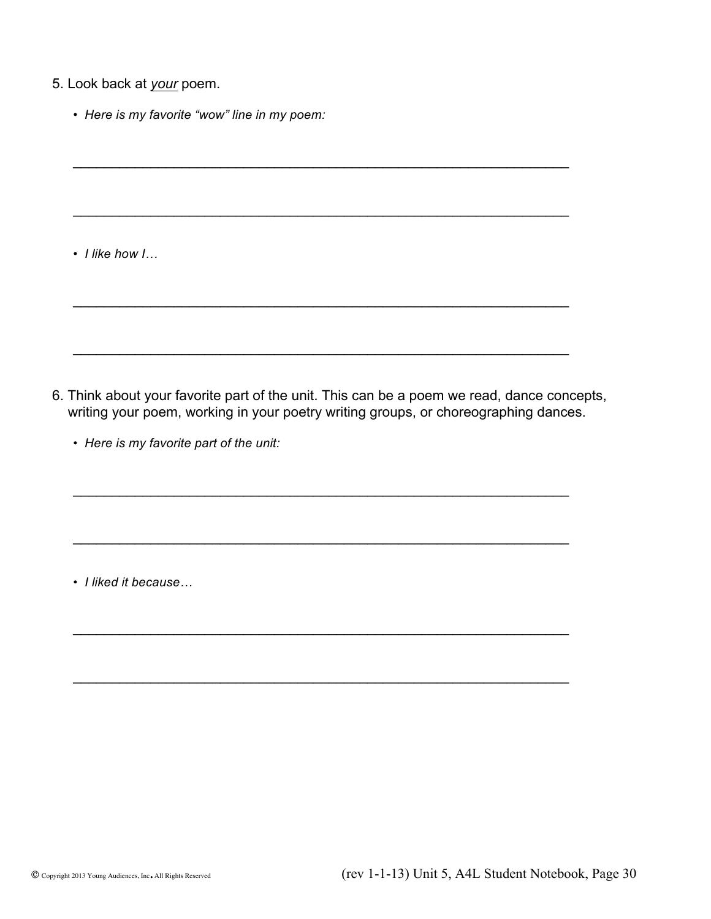5. Look back at *your* poem.

   - *Here is my favorite "wow" line in my poem:*

   ______________________________________________________________________

   ______________________________________________________________________

   - *I like how I…*

   ______________________________________________________________________

   ______________________________________________________________________

6. Think about your favorite part of the unit. This can be a poem we read, dance concepts, writing your poem, working in your poetry writing groups, or choreographing dances.

   - *Here is my favorite part of the unit:*

   ______________________________________________________________________

   ______________________________________________________________________

   - *I liked it because…*

   ______________________________________________________________________

   ______________________________________________________________________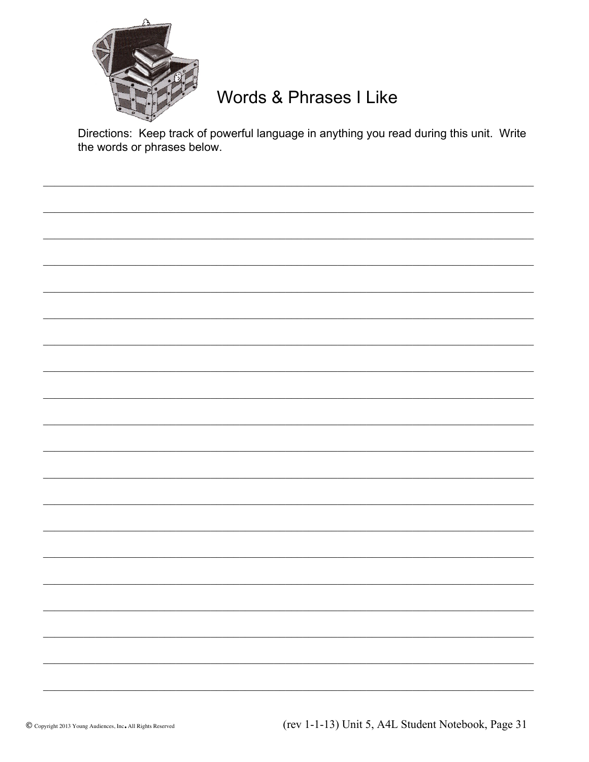# Words & Phrases I Like

Directions: Keep track of powerful language in anything you read during this unit. Write the words or phrases below.

\_\_\_\_\_\_\_\_\_\_\_\_\_\_\_\_\_\_\_\_\_\_\_\_\_\_\_\_\_\_\_\_\_\_\_\_\_\_\_\_\_\_\_\_\_\_\_\_\_\_\_\_\_\_\_\_\_\_\_\_\_\_\_\_\_\_\_\_\_\_\_\_\_\_\_\_\_\_

\_\_\_\_\_\_\_\_\_\_\_\_\_\_\_\_\_\_\_\_\_\_\_\_\_\_\_\_\_\_\_\_\_\_\_\_\_\_\_\_\_\_\_\_\_\_\_\_\_\_\_\_\_\_\_\_\_\_\_\_\_\_\_\_\_\_\_\_\_\_\_\_\_\_\_\_\_\_

\_\_\_\_\_\_\_\_\_\_\_\_\_\_\_\_\_\_\_\_\_\_\_\_\_\_\_\_\_\_\_\_\_\_\_\_\_\_\_\_\_\_\_\_\_\_\_\_\_\_\_\_\_\_\_\_\_\_\_\_\_\_\_\_\_\_\_\_\_\_\_\_\_\_\_\_\_\_

\_\_\_\_\_\_\_\_\_\_\_\_\_\_\_\_\_\_\_\_\_\_\_\_\_\_\_\_\_\_\_\_\_\_\_\_\_\_\_\_\_\_\_\_\_\_\_\_\_\_\_\_\_\_\_\_\_\_\_\_\_\_\_\_\_\_\_\_\_\_\_\_\_\_\_\_\_\_

\_\_\_\_\_\_\_\_\_\_\_\_\_\_\_\_\_\_\_\_\_\_\_\_\_\_\_\_\_\_\_\_\_\_\_\_\_\_\_\_\_\_\_\_\_\_\_\_\_\_\_\_\_\_\_\_\_\_\_\_\_\_\_\_\_\_\_\_\_\_\_\_\_\_\_\_\_\_

\_\_\_\_\_\_\_\_\_\_\_\_\_\_\_\_\_\_\_\_\_\_\_\_\_\_\_\_\_\_\_\_\_\_\_\_\_\_\_\_\_\_\_\_\_\_\_\_\_\_\_\_\_\_\_\_\_\_\_\_\_\_\_\_\_\_\_\_\_\_\_\_\_\_\_\_\_\_

\_\_\_\_\_\_\_\_\_\_\_\_\_\_\_\_\_\_\_\_\_\_\_\_\_\_\_\_\_\_\_\_\_\_\_\_\_\_\_\_\_\_\_\_\_\_\_\_\_\_\_\_\_\_\_\_\_\_\_\_\_\_\_\_\_\_\_\_\_\_\_\_\_\_\_\_\_\_

\_\_\_\_\_\_\_\_\_\_\_\_\_\_\_\_\_\_\_\_\_\_\_\_\_\_\_\_\_\_\_\_\_\_\_\_\_\_\_\_\_\_\_\_\_\_\_\_\_\_\_\_\_\_\_\_\_\_\_\_\_\_\_\_\_\_\_\_\_\_\_\_\_\_\_\_\_\_

\_\_\_\_\_\_\_\_\_\_\_\_\_\_\_\_\_\_\_\_\_\_\_\_\_\_\_\_\_\_\_\_\_\_\_\_\_\_\_\_\_\_\_\_\_\_\_\_\_\_\_\_\_\_\_\_\_\_\_\_\_\_\_\_\_\_\_\_\_\_\_\_\_\_\_\_\_\_

\_\_\_\_\_\_\_\_\_\_\_\_\_\_\_\_\_\_\_\_\_\_\_\_\_\_\_\_\_\_\_\_\_\_\_\_\_\_\_\_\_\_\_\_\_\_\_\_\_\_\_\_\_\_\_\_\_\_\_\_\_\_\_\_\_\_\_\_\_\_\_\_\_\_\_\_\_\_

\_\_\_\_\_\_\_\_\_\_\_\_\_\_\_\_\_\_\_\_\_\_\_\_\_\_\_\_\_\_\_\_\_\_\_\_\_\_\_\_\_\_\_\_\_\_\_\_\_\_\_\_\_\_\_\_\_\_\_\_\_\_\_\_\_\_\_\_\_\_\_\_\_\_\_\_\_\_

\_\_\_\_\_\_\_\_\_\_\_\_\_\_\_\_\_\_\_\_\_\_\_\_\_\_\_\_\_\_\_\_\_\_\_\_\_\_\_\_\_\_\_\_\_\_\_\_\_\_\_\_\_\_\_\_\_\_\_\_\_\_\_\_\_\_\_\_\_\_\_\_\_\_\_\_\_\_

\_\_\_\_\_\_\_\_\_\_\_\_\_\_\_\_\_\_\_\_\_\_\_\_\_\_\_\_\_\_\_\_\_\_\_\_\_\_\_\_\_\_\_\_\_\_\_\_\_\_\_\_\_\_\_\_\_\_\_\_\_\_\_\_\_\_\_\_\_\_\_\_\_\_\_\_\_\_

\_\_\_\_\_\_\_\_\_\_\_\_\_\_\_\_\_\_\_\_\_\_\_\_\_\_\_\_\_\_\_\_\_\_\_\_\_\_\_\_\_\_\_\_\_\_\_\_\_\_\_\_\_\_\_\_\_\_\_\_\_\_\_\_\_\_\_\_\_\_\_\_\_\_\_\_\_\_

\_\_\_\_\_\_\_\_\_\_\_\_\_\_\_\_\_\_\_\_\_\_\_\_\_\_\_\_\_\_\_\_\_\_\_\_\_\_\_\_\_\_\_\_\_\_\_\_\_\_\_\_\_\_\_\_\_\_\_\_\_\_\_\_\_\_\_\_\_\_\_\_\_\_\_\_\_\_

\_\_\_\_\_\_\_\_\_\_\_\_\_\_\_\_\_\_\_\_\_\_\_\_\_\_\_\_\_\_\_\_\_\_\_\_\_\_\_\_\_\_\_\_\_\_\_\_\_\_\_\_\_\_\_\_\_\_\_\_\_\_\_\_\_\_\_\_\_\_\_\_\_\_\_\_\_\_

\_\_\_\_\_\_\_\_\_\_\_\_\_\_\_\_\_\_\_\_\_\_\_\_\_\_\_\_\_\_\_\_\_\_\_\_\_\_\_\_\_\_\_\_\_\_\_\_\_\_\_\_\_\_\_\_\_\_\_\_\_\_\_\_\_\_\_\_\_\_\_\_\_\_\_\_\_\_

\_\_\_\_\_\_\_\_\_\_\_\_\_\_\_\_\_\_\_\_\_\_\_\_\_\_\_\_\_\_\_\_\_\_\_\_\_\_\_\_\_\_\_\_\_\_\_\_\_\_\_\_\_\_\_\_\_\_\_\_\_\_\_\_\_\_\_\_\_\_\_\_\_\_\_\_\_\_

\_\_\_\_\_\_\_\_\_\_\_\_\_\_\_\_\_\_\_\_\_\_\_\_\_\_\_\_\_\_\_\_\_\_\_\_\_\_\_\_\_\_\_\_\_\_\_\_\_\_\_\_\_\_\_\_\_\_\_\_\_\_\_\_\_\_\_\_\_\_\_\_\_\_\_\_\_\_

\_\_\_\_\_\_\_\_\_\_\_\_\_\_\_\_\_\_\_\_\_\_\_\_\_\_\_\_\_\_\_\_\_\_\_\_\_\_\_\_\_\_\_\_\_\_\_\_\_\_\_\_\_\_\_\_\_\_\_\_\_\_\_\_\_\_\_\_\_\_\_\_\_\_\_\_\_\_

© Copyright 2013 Young Audiences, Inc. All Rights Reserved

(rev 1-1-13) Unit 5, A4L Student Notebook, Page 31